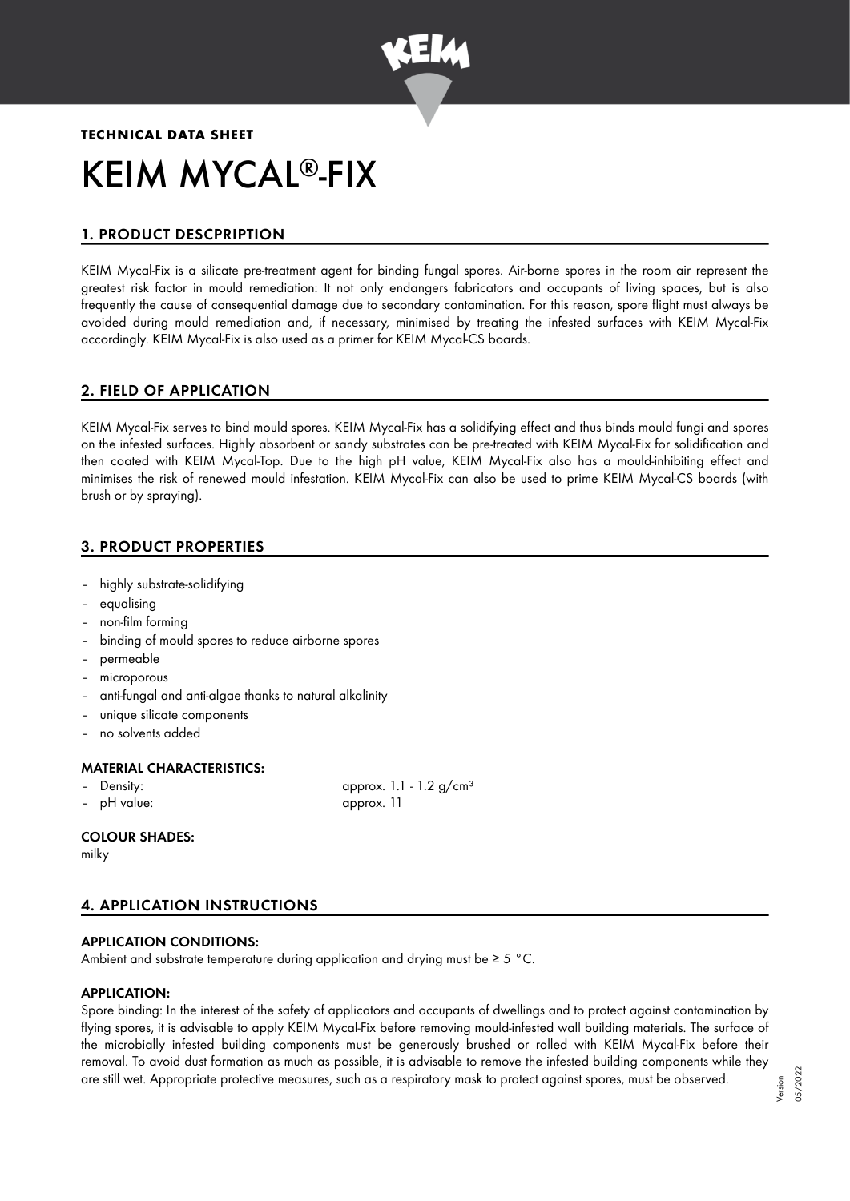**TECHNICAL DATA SHEET**

# KEIM MYCAL®-FIX

## 1. PRODUCT DESCPRIPTION

KEIM Mycal-Fix is a silicate pre-treatment agent for binding fungal spores. Air-borne spores in the room air represent the greatest risk factor in mould remediation: It not only endangers fabricators and occupants of living spaces, but is also frequently the cause of consequential damage due to secondary contamination. For this reason, spore flight must always be avoided during mould remediation and, if necessary, minimised by treating the infested surfaces with KEIM Mycal-Fix accordingly. KEIM Mycal-Fix is also used as a primer for KEIM Mycal-CS boards.

## 2. FIELD OF APPLICATION

KEIM Mycal-Fix serves to bind mould spores. KEIM Mycal-Fix has a solidifying effect and thus binds mould fungi and spores on the infested surfaces. Highly absorbent or sandy substrates can be pre-treated with KEIM Mycal-Fix for solidification and then coated with KEIM Mycal-Top. Due to the high pH value, KEIM Mycal-Fix also has a mould-inhibiting effect and minimises the risk of renewed mould infestation. KEIM Mycal-Fix can also be used to prime KEIM Mycal-CS boards (with brush or by spraying).

## 3. PRODUCT PROPERTIES

- highly substrate-solidifying
- equalising
- non-film forming
- binding of mould spores to reduce airborne spores
- permeable
- microporous
- anti-fungal and anti-algae thanks to natural alkalinity
- unique silicate components
- no solvents added

### MATERIAL CHARACTERISTICS:

- Density: approx. 1.1 - 1.2 g/cm³
- pH value: approx. 11

### COLOUR SHADES:

milky

## 4. APPLICATION INSTRUCTIONS

### APPLICATION CONDITIONS:

Ambient and substrate temperature during application and drying must be ≥ 5 °C.

### APPLICATION:

Spore binding: In the interest of the safety of applicators and occupants of dwellings and to protect against contamination by flying spores, it is advisable to apply KEIM Mycal-Fix before removing mould-infested wall building materials. The surface of the microbially infested building components must be generously brushed or rolled with KEIM Mycal-Fix before their removal. To avoid dust formation as much as possible, it is advisable to remove the infested building components while they are still wet. Appropriate protective measures, such as a respiratory mask to protect against spores, must be observed.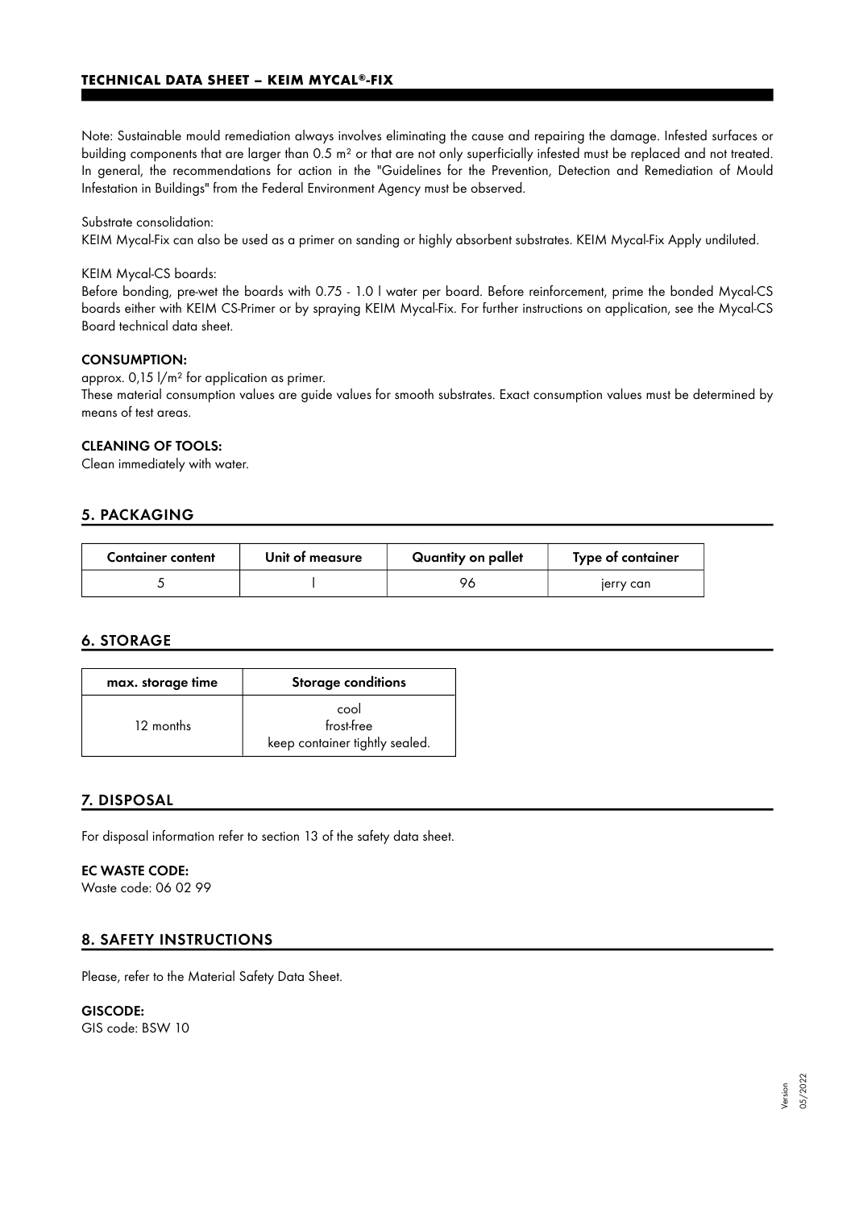Note: Sustainable mould remediation always involves eliminating the cause and repairing the damage. Infested surfaces or building components that are larger than 0.5 m² or that are not only superficially infested must be replaced and not treated. In general, the recommendations for action in the "Guidelines for the Prevention, Detection and Remediation of Mould Infestation in Buildings" from the Federal Environment Agency must be observed.

Substrate consolidation:
KEIM Mycal-Fix can also be used as a primer on sanding or highly absorbent substrates. KEIM Mycal-Fix Apply undiluted.

KEIM Mycal-CS boards:
Before bonding, pre-wet the boards with 0.75 - 1.0 l water per board. Before reinforcement, prime the bonded Mycal-CS boards either with KEIM CS-Primer or by spraying KEIM Mycal-Fix. For further instructions on application, see the Mycal-CS Board technical data sheet.

**CONSUMPTION:**

approx. 0,15 l/m² for application as primer.
These material consumption values are guide values for smooth substrates. Exact consumption values must be determined by means of test areas.

**CLEANING OF TOOLS:**

Clean immediately with water.

## 5. PACKAGING

| Container content | Unit of measure | Quantity on pallet | Type of container |
|---|---|---|---|
| 5 | l | 96 | jerry can |

## 6. STORAGE

| max. storage time | Storage conditions |
|---|---|
| 12 months | cool<br>frost-free<br>keep container tightly sealed. |

## 7. DISPOSAL

For disposal information refer to section 13 of the safety data sheet.

**EC WASTE CODE:**

Waste code: 06 02 99

## 8. SAFETY INSTRUCTIONS

Please, refer to the Material Safety Data Sheet.

**GISCODE:**

GIS code: BSW 10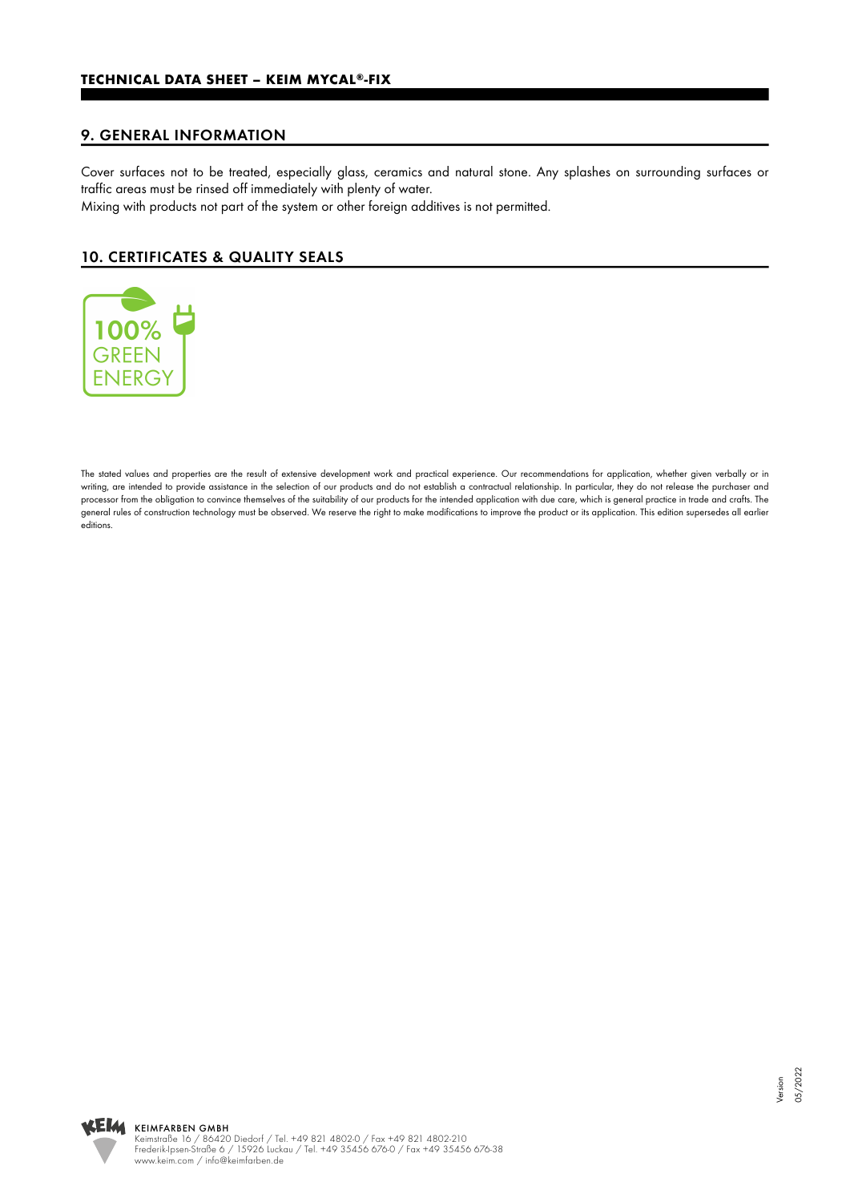## 9. GENERAL INFORMATION

Cover surfaces not to be treated, especially glass, ceramics and natural stone. Any splashes on surrounding surfaces or traffic areas must be rinsed off immediately with plenty of water.
Mixing with products not part of the system or other foreign additives is not permitted.

## 10. CERTIFICATES & QUALITY SEALS

100%
GREEN
ENERGY

The stated values and properties are the result of extensive development work and practical experience. Our recommendations for application, whether given verbally or in writing, are intended to provide assistance in the selection of our products and do not establish a contractual relationship. In particular, they do not release the purchaser and processor from the obligation to convince themselves of the suitability of our products for the intended application with due care, which is general practice in trade and crafts. The general rules of construction technology must be observed. We reserve the right to make modifications to improve the product or its application. This edition supersedes all earlier editions.

KEIMFARBEN GMBH
Keimstraße 16 / 86420 Diedorf / Tel. +49 821 4802-0 / Fax +49 821 4802-210
Frederik-Ipsen-Straße 6 / 15926 Luckau / Tel. +49 35456 676-0 / Fax +49 35456 676-38
www.keim.com / info@keimfarben.de

Version 05/2022